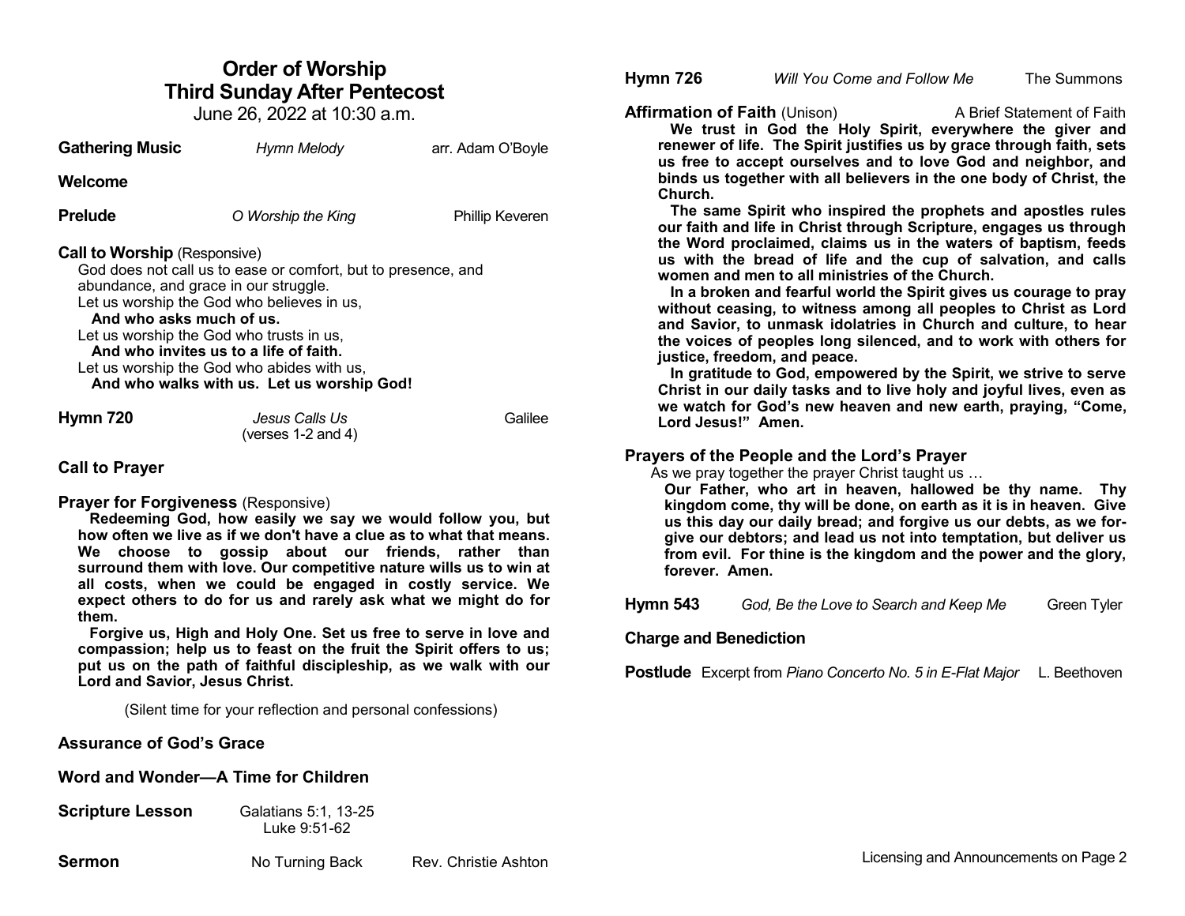# Order of Worship
## Third Sunday After Pentecost
June 26, 2022 at 10:30 a.m.

**Gathering Music** *Hymn Melody* arr. Adam O'Boyle

**Welcome**

**Prelude** *O Worship the King* Phillip Keveren

**Call to Worship** (Responsive)

God does not call us to ease or comfort, but to presence, and abundance, and grace in our struggle.
Let us worship the God who believes in us,
**And who asks much of us.**
Let us worship the God who trusts in us,
**And who invites us to a life of faith.**
Let us worship the God who abides with us,
**And who walks with us. Let us worship God!**

**Hymn 720** *Jesus Calls Us* (verses 1-2 and 4) Galilee

**Call to Prayer**

**Prayer for Forgiveness** (Responsive)

**Redeeming God, how easily we say we would follow you, but how often we live as if we don't have a clue as to what that means. We choose to gossip about our friends, rather than surround them with love. Our competitive nature wills us to win at all costs, when we could be engaged in costly service. We expect others to do for us and rarely ask what we might do for them.**

**Forgive us, High and Holy One. Set us free to serve in love and compassion; help us to feast on the fruit the Spirit offers to us; put us on the path of faithful discipleship, as we walk with our Lord and Savior, Jesus Christ.**

(Silent time for your reflection and personal confessions)

**Assurance of God's Grace**

**Word and Wonder—A Time for Children**

**Scripture Lesson** Galatians 5:1, 13-25
Luke 9:51-62

**Sermon** No Turning Back Rev. Christie Ashton

**Hymn 726** *Will You Come and Follow Me* The Summons

**Affirmation of Faith** (Unison) A Brief Statement of Faith

**We trust in God the Holy Spirit, everywhere the giver and renewer of life. The Spirit justifies us by grace through faith, sets us free to accept ourselves and to love God and neighbor, and binds us together with all believers in the one body of Christ, the Church.**

**The same Spirit who inspired the prophets and apostles rules our faith and life in Christ through Scripture, engages us through the Word proclaimed, claims us in the waters of baptism, feeds us with the bread of life and the cup of salvation, and calls women and men to all ministries of the Church.**

**In a broken and fearful world the Spirit gives us courage to pray without ceasing, to witness among all peoples to Christ as Lord and Savior, to unmask idolatries in Church and culture, to hear the voices of peoples long silenced, and to work with others for justice, freedom, and peace.**

**In gratitude to God, empowered by the Spirit, we strive to serve Christ in our daily tasks and to live holy and joyful lives, even as we watch for God's new heaven and new earth, praying, "Come, Lord Jesus!" Amen.**

**Prayers of the People and the Lord's Prayer**

As we pray together the prayer Christ taught us …

**Our Father, who art in heaven, hallowed be thy name. Thy kingdom come, thy will be done, on earth as it is in heaven. Give us this day our daily bread; and forgive us our debts, as we forgive our debtors; and lead us not into temptation, but deliver us from evil. For thine is the kingdom and the power and the glory, forever. Amen.**

**Hymn 543** *God, Be the Love to Search and Keep Me* Green Tyler

**Charge and Benediction**

**Postlude** Excerpt from *Piano Concerto No. 5 in E-Flat Major* L. Beethoven

Licensing and Announcements on Page 2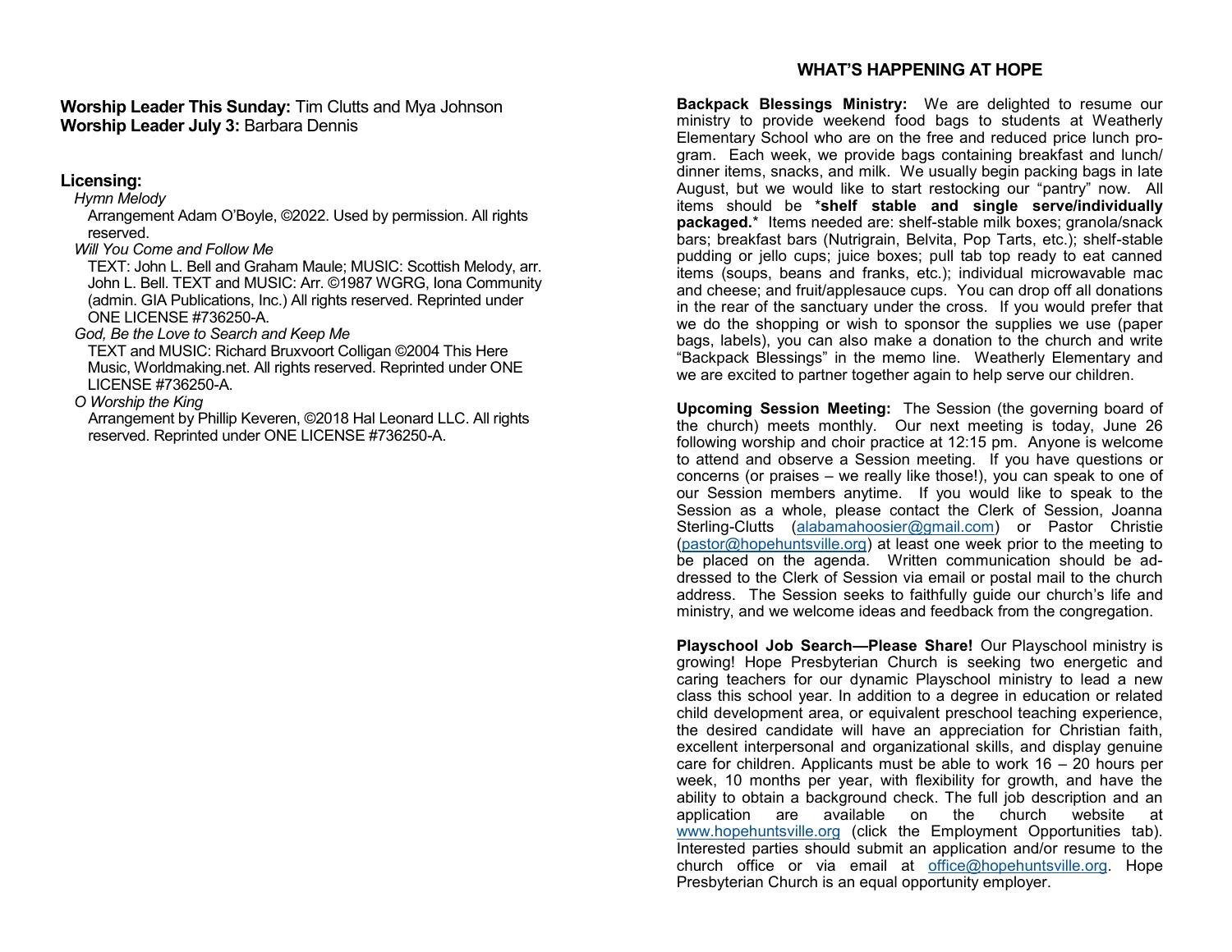**Worship Leader This Sunday:** Tim Clutts and Mya Johnson
**Worship Leader July 3:** Barbara Dennis

## Licensing:

*Hymn Melody*
Arrangement Adam O'Boyle, ©2022. Used by permission. All rights reserved.

*Will You Come and Follow Me*
TEXT: John L. Bell and Graham Maule; MUSIC: Scottish Melody, arr. John L. Bell. TEXT and MUSIC: Arr. ©1987 WGRG, Iona Community (admin. GIA Publications, Inc.) All rights reserved. Reprinted under ONE LICENSE #736250-A.

*God, Be the Love to Search and Keep Me*
TEXT and MUSIC: Richard Bruxvoort Colligan ©2004 This Here Music, Worldmaking.net. All rights reserved. Reprinted under ONE LICENSE #736250-A.

*O Worship the King*
Arrangement by Phillip Keveren, ©2018 Hal Leonard LLC. All rights reserved. Reprinted under ONE LICENSE #736250-A.

## WHAT'S HAPPENING AT HOPE

**Backpack Blessings Ministry:** We are delighted to resume our ministry to provide weekend food bags to students at Weatherly Elementary School who are on the free and reduced price lunch program. Each week, we provide bags containing breakfast and lunch/dinner items, snacks, and milk. We usually begin packing bags in late August, but we would like to start restocking our "pantry" now. All items should be ***shelf stable and single serve/individually packaged.*** Items needed are: shelf-stable milk boxes; granola/snack bars; breakfast bars (Nutrigrain, Belvita, Pop Tarts, etc.); shelf-stable pudding or jello cups; juice boxes; pull tab top ready to eat canned items (soups, beans and franks, etc.); individual microwavable mac and cheese; and fruit/applesauce cups. You can drop off all donations in the rear of the sanctuary under the cross. If you would prefer that we do the shopping or wish to sponsor the supplies we use (paper bags, labels), you can also make a donation to the church and write "Backpack Blessings" in the memo line. Weatherly Elementary and we are excited to partner together again to help serve our children.

**Upcoming Session Meeting:** The Session (the governing board of the church) meets monthly. Our next meeting is today, June 26 following worship and choir practice at 12:15 pm. Anyone is welcome to attend and observe a Session meeting. If you have questions or concerns (or praises – we really like those!), you can speak to one of our Session members anytime. If you would like to speak to the Session as a whole, please contact the Clerk of Session, Joanna Sterling-Clutts (alabamahoosier@gmail.com) or Pastor Christie (pastor@hopehuntsville.org) at least one week prior to the meeting to be placed on the agenda. Written communication should be addressed to the Clerk of Session via email or postal mail to the church address. The Session seeks to faithfully guide our church's life and ministry, and we welcome ideas and feedback from the congregation.

**Playschool Job Search—Please Share!** Our Playschool ministry is growing! Hope Presbyterian Church is seeking two energetic and caring teachers for our dynamic Playschool ministry to lead a new class this school year. In addition to a degree in education or related child development area, or equivalent preschool teaching experience, the desired candidate will have an appreciation for Christian faith, excellent interpersonal and organizational skills, and display genuine care for children. Applicants must be able to work 16 – 20 hours per week, 10 months per year, with flexibility for growth, and have the ability to obtain a background check. The full job description and an application are available on the church website at www.hopehuntsville.org (click the Employment Opportunities tab). Interested parties should submit an application and/or resume to the church office or via email at office@hopehuntsville.org. Hope Presbyterian Church is an equal opportunity employer.